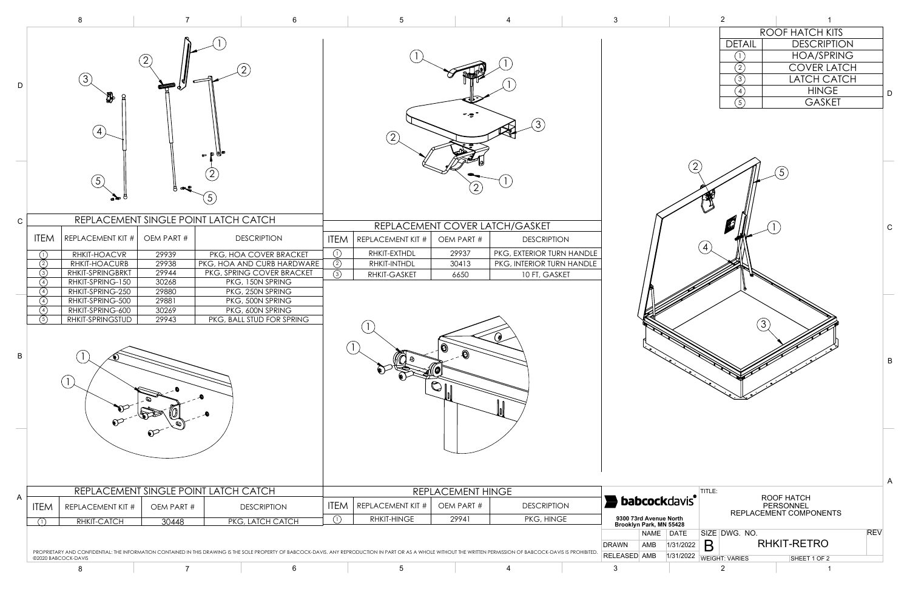## ROOF HATCH KITS

| DETAIL | DESCRIPTION |
|---|---|
| 1 | HOA/SPRING |
| 2 | COVER LATCH |
| 3 | LATCH CATCH |
| 4 | HINGE |
| 5 | GASKET |

## REPLACEMENT SINGLE POINT LATCH CATCH

| ITEM | REPLACEMENT KIT # | OEM PART # | DESCRIPTION |
|---|---|---|---|
| 1 | RHKIT-HOACVR | 29939 | PKG, HOA COVER BRACKET |
| 2 | RHKIT-HOACURB | 29938 | PKG, HOA AND CURB HARDWARE |
| 3 | RHKIT-SPRINGBRKT | 29944 | PKG, SPRING COVER BRACKET |
| 4 | RHKIT-SPRING-150 | 30268 | PKG, 150N SPRING |
| 4 | RHKIT-SPRING-250 | 29880 | PKG, 250N SPRING |
| 4 | RHKIT-SPRING-500 | 29881 | PKG, 500N SPRING |
| 4 | RHKIT-SPRING-600 | 30269 | PKG, 600N SPRING |
| 5 | RHKIT-SPRINGSTUD | 29943 | PKG, BALL STUD FOR SPRING |

## REPLACEMENT COVER LATCH/GASKET

| ITEM | REPLACEMENT KIT # | OEM PART # | DESCRIPTION |
|---|---|---|---|
| 1 | RHKIT-EXTHDL | 29937 | PKG, EXTERIOR TURN HANDLE |
| 2 | RHKIT-INTHDL | 30413 | PKG, INTERIOR TURN HANDLE |
| 3 | RHKIT-GASKET | 6650 | 10 FT, GASKET |

## REPLACEMENT SINGLE POINT LATCH CATCH

| ITEM | REPLACEMENT KIT # | OEM PART # | DESCRIPTION |
|---|---|---|---|
| 1 | RHKIT-CATCH | 30448 | PKG, LATCH CATCH |

## REPLACEMENT HINGE

| ITEM | REPLACEMENT KIT # | OEM PART # | DESCRIPTION |
|---|---|---|---|
| 1 | RHKIT-HINGE | 29941 | PKG, HINGE |

**babcockdavis**

9300 73rd Avenue North
Brooklyn Park, MN 55428

| | NAME | DATE |
|---|---|---|
| DRAWN | AMB | 1/31/2022 |
| RELEASED | AMB | 1/31/2022 |

TITLE: ROOF HATCH PERSONNEL REPLACEMENT COMPONENTS

SIZE: B | DWG. NO.: RHKIT-RETRO | REV:

WEIGHT: VARIES | SHEET 1 OF 2

PROPRIETARY AND CONFIDENTIAL: THE INFORMATION CONTAINED IN THIS DRAWING IS THE SOLE PROPERTY OF BABCOCK-DAVIS. ANY REPRODUCTION IN PART OR AS A WHOLE WITHOUT THE WRITTEN PERMISSION OF BABCOCK-DAVIS IS PROHIBITED.

©2020 BABCOCK-DAVIS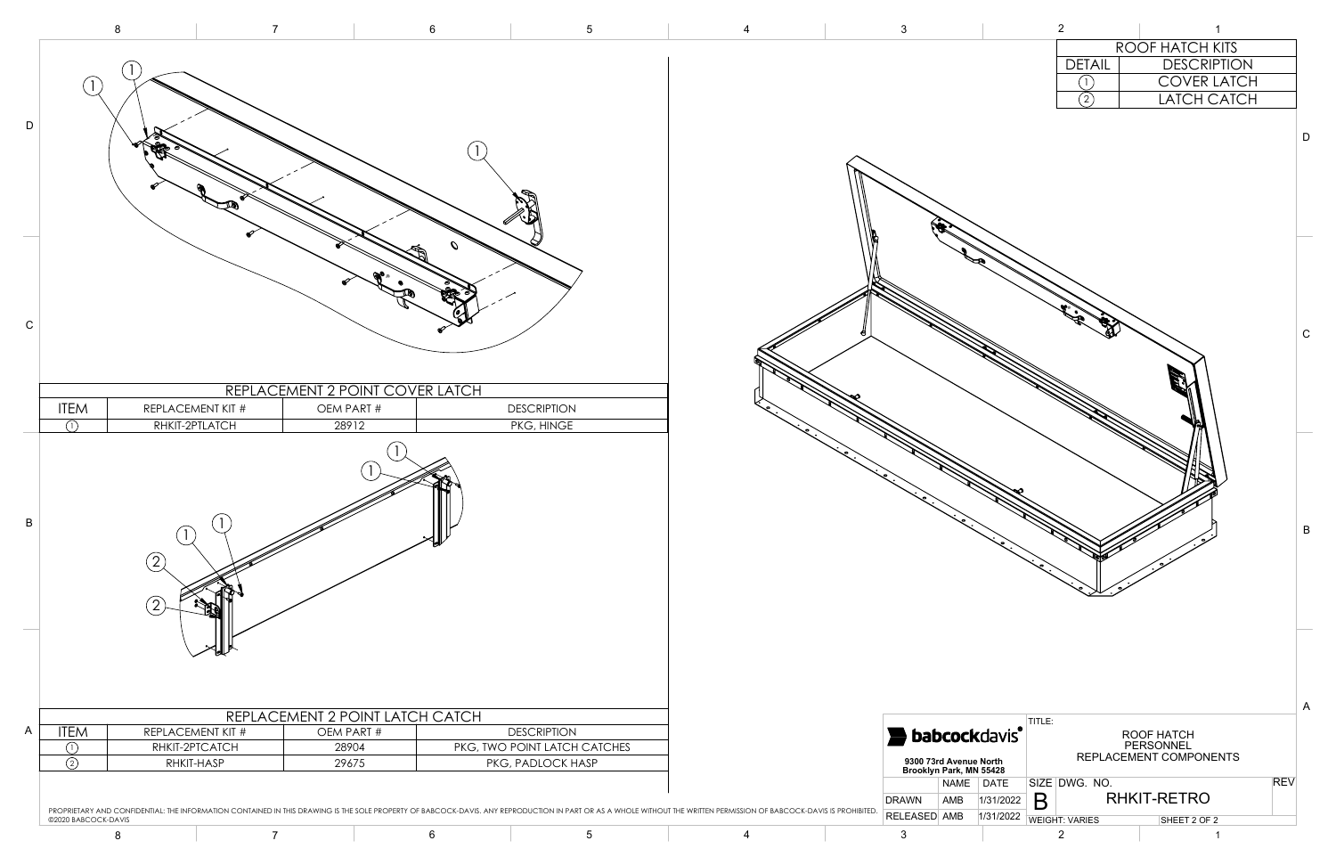| ROOF HATCH KITS | |
|---|---|
| DETAIL | DESCRIPTION |
| 1 | COVER LATCH |
| 2 | LATCH CATCH |

| REPLACEMENT 2 POINT COVER LATCH | | | |
|---|---|---|---|
| ITEM | REPLACEMENT KIT # | OEM PART # | DESCRIPTION |
| 1 | RHKIT-2PTLATCH | 28912 | PKG, HINGE |

| REPLACEMENT 2 POINT LATCH CATCH | | | |
|---|---|---|---|
| ITEM | REPLACEMENT KIT # | OEM PART # | DESCRIPTION |
| 1 | RHKIT-2PTCATCH | 28904 | PKG, TWO POINT LATCH CATCHES |
| 2 | RHKIT-HASP | 29675 | PKG, PADLOCK HASP |

PROPRIETARY AND CONFIDENTIAL: THE INFORMATION CONTAINED IN THIS DRAWING IS THE SOLE PROPERTY OF BABCOCK-DAVIS. ANY REPRODUCTION IN PART OR AS A WHOLE WITHOUT THE WRITTEN PERMISSION OF BABCOCK-DAVIS IS PROHIBITED.

©2020 BABCOCK-DAVIS

**babcockdavis**

9300 73rd Avenue North
Brooklyn Park, MN 55428

| | NAME | DATE |
|---|---|---|
| DRAWN | AMB | 1/31/2022 |
| RELEASED | AMB | 1/31/2022 |

TITLE: ROOF HATCH PERSONNEL REPLACEMENT COMPONENTS

SIZE: B | DWG. NO.: RHKIT-RETRO | REV:

WEIGHT: VARIES | SHEET 2 OF 2